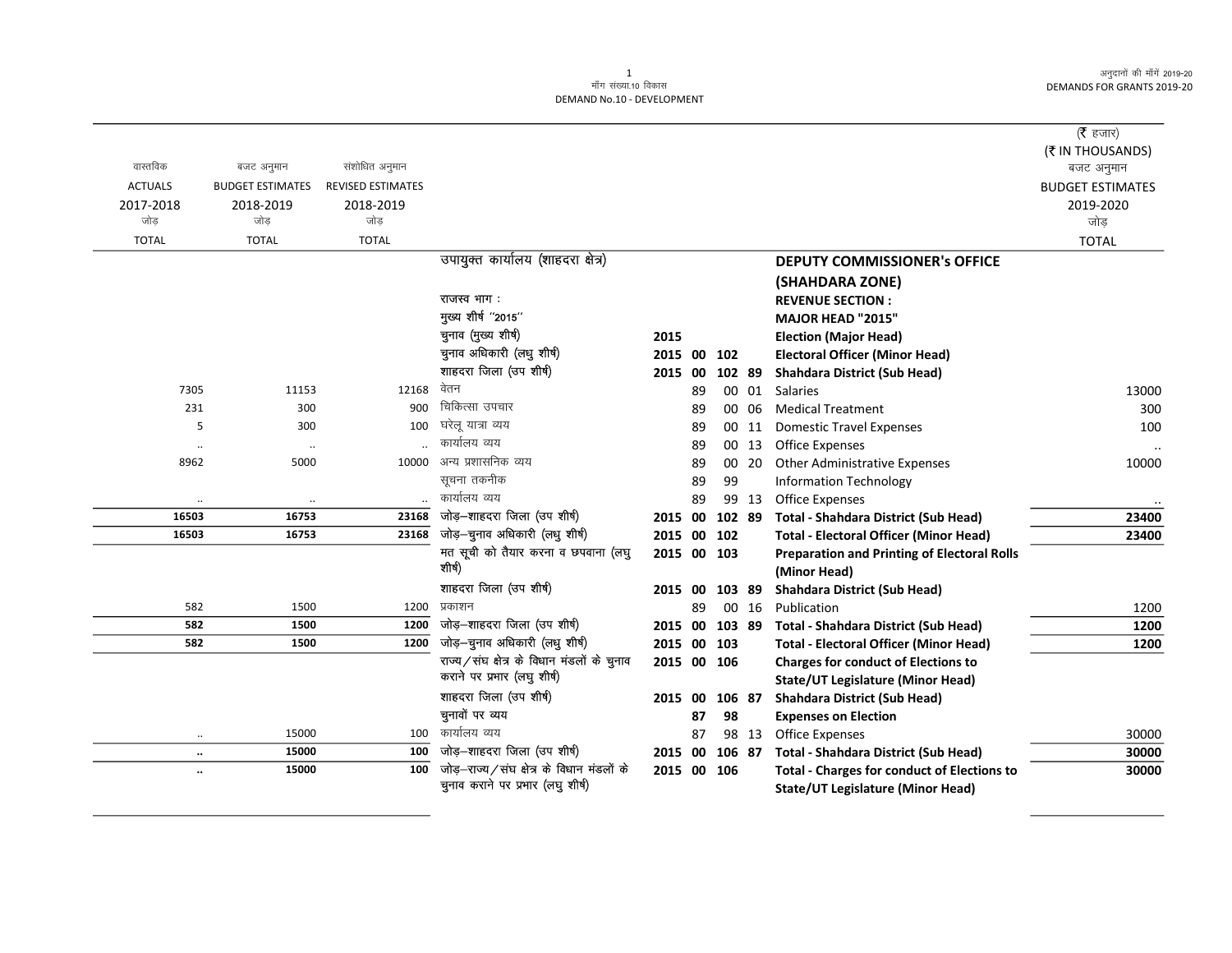मॉंग संख्या.10 विकास
DEMAND No.10 - DEVELOPMENT

(₹ हजार)
(₹ IN THOUSANDS)

| वास्तविक ACTUALS 2017-2018 जोड़ TOTAL | बजट अनुमान BUDGET ESTIMATES 2018-2019 जोड़ TOTAL | संशोधित अनुमान REVISED ESTIMATES 2018-2019 जोड़ TOTAL | | | | | | | बजट अनुमान BUDGET ESTIMATES 2019-2020 जोड़ TOTAL |
|---|---|---|---|---|---|---|---|---|---|
| | | | उपायुक्त कार्यालय (शाहदरा क्षेत्र) | | | | | **DEPUTY COMMISSIONER's OFFICE (SHAHDARA ZONE)** | |
| | | | राजस्व भाग : | | | | | **REVENUE SECTION :** | |
| | | | मुख्य शीर्ष "2015" | | | | | **MAJOR HEAD "2015"** | |
| | | | चुनाव (मुख्य शीर्ष) | **2015** | | | | **Election (Major Head)** | |
| | | | चुनाव अधिकारी (लघु शीर्ष) | **2015** | **00** | **102** | | **Electoral Officer (Minor Head)** | |
| | | | शाहदरा जिला (उप शीर्ष) | **2015** | **00** | **102** | **89** | **Shahdara District (Sub Head)** | |
| 7305 | 11153 | 12168 | वेतन | | 89 | 00 | 01 | Salaries | 13000 |
| 231 | 300 | 900 | चिकित्सा उपचार | | 89 | 00 | 06 | Medical Treatment | 300 |
| 5 | 300 | 100 | घरेलू यात्रा व्यय | | 89 | 00 | 11 | Domestic Travel Expenses | 100 |
| .. | .. | .. | कार्यालय व्यय | | 89 | 00 | 13 | Office Expenses | .. |
| 8962 | 5000 | 10000 | अन्य प्रशासनिक व्यय | | 89 | 00 | 20 | Other Administrative Expenses | 10000 |
| | | | सूचना तकनीक | | 89 | 99 | | Information Technology | |
| .. | .. | .. | कार्यालय व्यय | | 89 | 99 | 13 | Office Expenses | .. |
| **16503** | **16753** | **23168** | जोड़–शाहदरा जिला (उप शीर्ष) | **2015** | **00** | **102** | **89** | **Total - Shahdara District (Sub Head)** | **23400** |
| **16503** | **16753** | **23168** | जोड़–चुनाव अधिकारी (लघु शीर्ष) | **2015** | **00** | **102** | | **Total - Electoral Officer (Minor Head)** | **23400** |
| | | | मत सूची को तैयार करना व छपवाना (लघु शीर्ष) | **2015** | **00** | **103** | | **Preparation and Printing of Electoral Rolls (Minor Head)** | |
| | | | शाहदरा जिला (उप शीर्ष) | **2015** | **00** | **103** | **89** | **Shahdara District (Sub Head)** | |
| 582 | 1500 | 1200 | प्रकाशन | | 89 | 00 | 16 | Publication | 1200 |
| **582** | **1500** | **1200** | जोड़–शाहदरा जिला (उप शीर्ष) | **2015** | **00** | **103** | **89** | **Total - Shahdara District (Sub Head)** | **1200** |
| **582** | **1500** | **1200** | जोड़–चुनाव अधिकारी (लघु शीर्ष) | **2015** | **00** | **103** | | **Total - Electoral Officer (Minor Head)** | **1200** |
| | | | राज्य/संघ क्षेत्र के विधान मंडलों के चुनाव कराने पर प्रभार (लघु शीर्ष) | **2015** | **00** | **106** | | **Charges for conduct of Elections to State/UT Legislature (Minor Head)** | |
| | | | शाहदरा जिला (उप शीर्ष) | **2015** | **00** | **106** | **87** | **Shahdara District (Sub Head)** | |
| | | | चुनावों पर व्यय | | **87** | **98** | | **Expenses on Election** | |
| .. | 15000 | 100 | कार्यालय व्यय | | 87 | 98 | 13 | Office Expenses | 30000 |
| **..** | **15000** | **100** | जोड़–शाहदरा जिला (उप शीर्ष) | **2015** | **00** | **106** | **87** | **Total - Shahdara District (Sub Head)** | **30000** |
| **..** | **15000** | **100** | जोड़–राज्य/संघ क्षेत्र के विधान मंडलों के चुनाव कराने पर प्रभार (लघु शीर्ष) | **2015** | **00** | **106** | | **Total - Charges for conduct of Elections to State/UT Legislature (Minor Head)** | **30000** |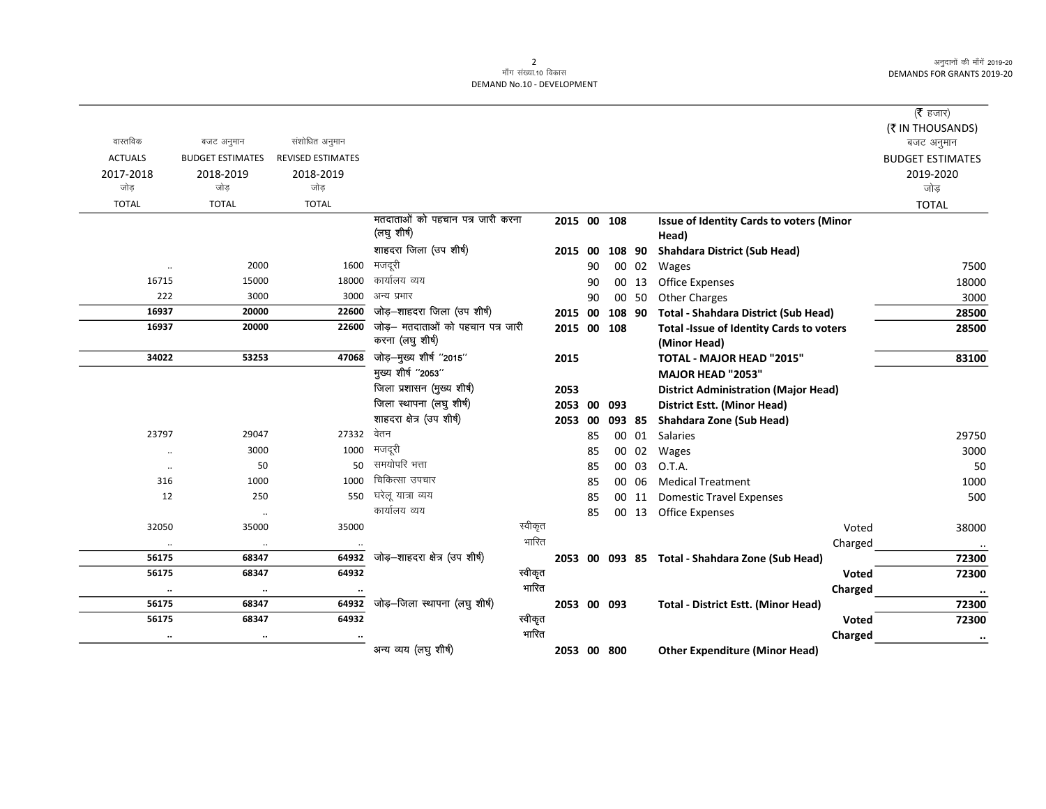मॉंग संख्या.10 विकास
DEMAND No.10 - DEVELOPMENT

अनुदानों की माँगें 2019-20
DEMANDS FOR GRANTS 2019-20

(₹ हजार)
(₹ IN THOUSANDS)

| वास्तविक ACTUALS 2017-2018 जोड़ TOTAL | बजट अनुमान BUDGET ESTIMATES 2018-2019 जोड़ TOTAL | संशोधित अनुमान REVISED ESTIMATES 2018-2019 जोड़ TOTAL | | | | | | | बजट अनुमान BUDGET ESTIMATES 2019-2020 जोड़ TOTAL |
|---|---|---|---|---|---|---|---|---|---|
| | | | मतदाताओं को पहचान पत्र जारी करना (लघु शीर्ष) | 2015 | 00 | 108 | | **Issue of Identity Cards to voters (Minor Head)** | |
| | | | शाहदरा जिला (उप शीर्ष) | 2015 | 00 | 108 | 90 | **Shahdara District (Sub Head)** | |
| .. | 2000 | 1600 | मजदूरी | | 90 | 00 | 02 | Wages | 7500 |
| 16715 | 15000 | 18000 | कार्यालय व्यय | | 90 | 00 | 13 | Office Expenses | 18000 |
| 222 | 3000 | 3000 | अन्य प्रभार | | 90 | 00 | 50 | Other Charges | 3000 |
| **16937** | **20000** | **22600** | जोड़–शाहदरा जिला (उप शीर्ष) | 2015 | 00 | 108 | 90 | **Total - Shahdara District (Sub Head)** | **28500** |
| **16937** | **20000** | **22600** | जोड़– मतदाताओं को पहचान पत्र जारी करना (लघु शीर्ष) | 2015 | 00 | 108 | | **Total -Issue of Identity Cards to voters (Minor Head)** | **28500** |
| **34022** | **53253** | **47068** | जोड़–मुख्य शीर्ष "2015" | 2015 | | | | **TOTAL - MAJOR HEAD "2015"** | **83100** |
| | | | मुख्य शीर्ष "2053" | | | | | **MAJOR HEAD "2053"** | |
| | | | जिला प्रशासन (मुख्य शीर्ष) | 2053 | | | | **District Administration (Major Head)** | |
| | | | जिला स्थापना (लघु शीर्ष) | 2053 | 00 | 093 | | **District Estt. (Minor Head)** | |
| | | | शाहदरा क्षेत्र (उप शीर्ष) | 2053 | 00 | 093 | 85 | **Shahdara Zone (Sub Head)** | |
| 23797 | 29047 | 27332 | वेतन | | 85 | 00 | 01 | Salaries | 29750 |
| .. | 3000 | 1000 | मजदूरी | | 85 | 00 | 02 | Wages | 3000 |
| .. | 50 | 50 | समयोपरि भत्ता | | 85 | 00 | 03 | O.T.A. | 50 |
| 316 | 1000 | 1000 | चिकित्सा उपचार | | 85 | 00 | 06 | Medical Treatment | 1000 |
| 12 | 250 | 550 | घरेलू यात्रा व्यय | | 85 | 00 | 11 | Domestic Travel Expenses | 500 |
| | .. | | कार्यालय व्यय | | 85 | 00 | 13 | Office Expenses | |
| 32050 | 35000 | 35000 | स्वीकृत | | | | | Voted | 38000 |
| .. | .. | .. | भारित | | | | | Charged | .. |
| **56175** | **68347** | **64932** | जोड़–शाहदरा क्षेत्र (उप शीर्ष) | 2053 | 00 | 093 | 85 | **Total - Shahdara Zone (Sub Head)** | **72300** |
| **56175** | **68347** | **64932** | स्वीकृत | | | | | **Voted** | **72300** |
| **..** | **..** | **..** | भारित | | | | | **Charged** | **..** |
| **56175** | **68347** | **64932** | जोड़–जिला स्थापना (लघु शीर्ष) | 2053 | 00 | 093 | | **Total - District Estt. (Minor Head)** | **72300** |
| **56175** | **68347** | **64932** | स्वीकृत | | | | | **Voted** | **72300** |
| **..** | **..** | **..** | भारित | | | | | **Charged** | **..** |
| | | | अन्य व्यय (लघु शीर्ष) | 2053 | 00 | 800 | | **Other Expenditure (Minor Head)** | |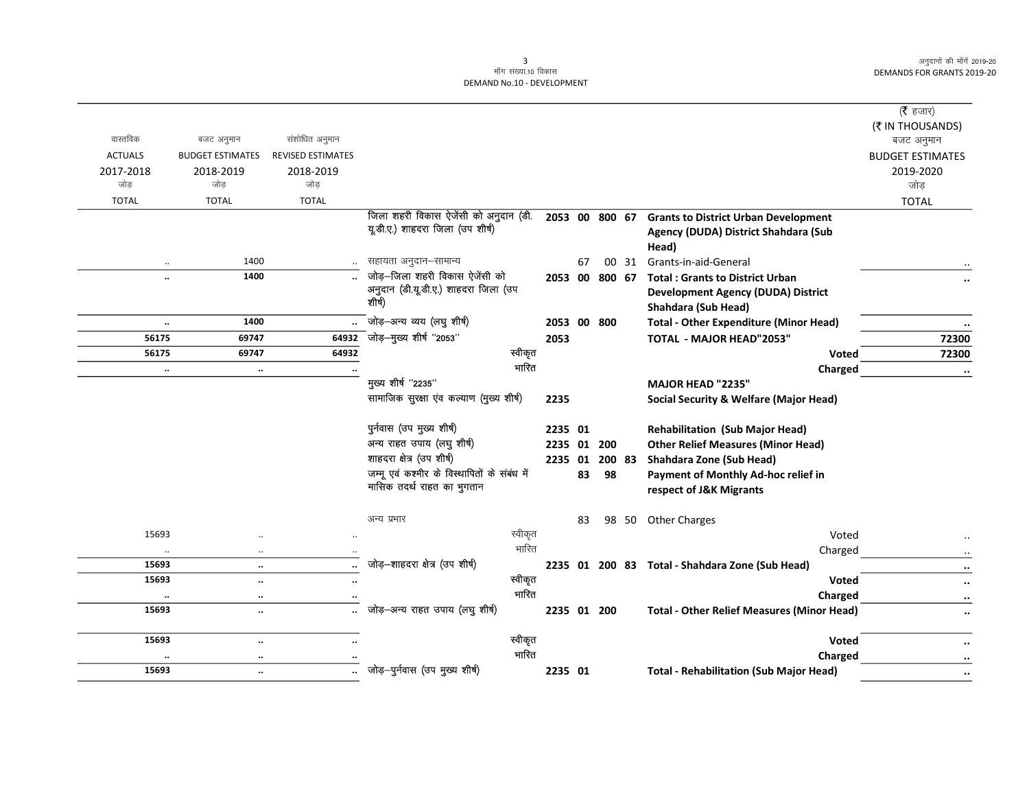| वास्तविक ACTUALS 2017-2018 जोड़ TOTAL | बजट अनुमान BUDGET ESTIMATES 2018-2019 जोड़ TOTAL | संशोधित अनुमान REVISED ESTIMATES 2018-2019 जोड़ TOTAL | | | | | | | (₹ हजार) (₹ IN THOUSANDS) बजट अनुमान BUDGET ESTIMATES 2019-2020 जोड़ TOTAL |
|---|---|---|---|---|---|---|---|---|---|
| | | | जिला शहरी विकास ऐजेंसी को अनुदान (डी.यू.डी.ए.) शाहदरा जिला (उप शीर्ष) | 2053 | 00 | 800 | 67 | **Grants to District Urban Development Agency (DUDA) District Shahdara (Sub Head)** | |
| .. | 1400 | .. | सहायता अनुदान–सामान्य | | 67 | 00 | 31 | Grants-in-aid-General | .. |
| **..** | **1400** | **..** | जोड़–जिला शहरी विकास ऐजेंसी को अनुदान (डी.यू.डी.ए.) शाहदरा जिला (उप शीर्ष) | **2053** | **00** | **800** | **67** | **Total : Grants to District Urban Development Agency (DUDA) District Shahdara (Sub Head)** | **..** |
| **..** | **1400** | **..** | जोड़–अन्य व्यय (लघु शीर्ष) | **2053** | **00** | **800** | | **Total - Other Expenditure (Minor Head)** | **..** |
| **56175** | **69747** | **64932** | जोड़–मुख्य शीर्ष "2053" | **2053** | | | | **TOTAL - MAJOR HEAD"2053"** | **72300** |
| **56175** | **69747** | **64932** | स्वीकृत | | | | | **Voted** | **72300** |
| **..** | **..** | **..** | भारित | | | | | **Charged** | **..** |
| | | | मुख्य शीर्ष "2235" | | | | | **MAJOR HEAD "2235"** | |
| | | | सामाजिक सुरक्षा एंव कल्याण (मुख्य शीर्ष) | **2235** | | | | **Social Security & Welfare (Major Head)** | |
| | | | पुर्नवास (उप मुख्य शीर्ष) | **2235** | **01** | | | **Rehabilitation (Sub Major Head)** | |
| | | | अन्य राहत उपाय (लघु शीर्ष) | **2235** | **01** | **200** | | **Other Relief Measures (Minor Head)** | |
| | | | शाहदरा क्षेत्र (उप शीर्ष) | **2235** | **01** | **200** | **83** | **Shahdara Zone (Sub Head)** | |
| | | | जम्मू एवं कश्मीर के विस्थापितों के संबंध में मासिक तदर्थ राहत का भुगतान | | **83** | **98** | | **Payment of Monthly Ad-hoc relief in respect of J&K Migrants** | |
| | | | अन्य प्रभार | | 83 | 98 | 50 | Other Charges | |
| 15693 | .. | .. | स्वीकृत | | | | | Voted | .. |
| .. | .. | .. | भारित | | | | | Charged | .. |
| **15693** | **..** | **..** | जोड़–शाहदरा क्षेत्र (उप शीर्ष) | **2235** | **01** | **200** | **83** | **Total - Shahdara Zone (Sub Head)** | **..** |
| **15693** | **..** | **..** | स्वीकृत | | | | | **Voted** | **..** |
| **..** | **..** | **..** | भारित | | | | | **Charged** | **..** |
| **15693** | **..** | **..** | जोड़–अन्य राहत उपाय (लघु शीर्ष) | **2235** | **01** | **200** | | **Total - Other Relief Measures (Minor Head)** | **..** |
| **15693** | **..** | **..** | स्वीकृत | | | | | **Voted** | **..** |
| **..** | **..** | **..** | भारित | | | | | **Charged** | **..** |
| **15693** | **..** | **..** | जोड़–पुर्नवास (उप मुख्य शीर्ष) | **2235** | **01** | | | **Total - Rehabilitation (Sub Major Head)** | **..** |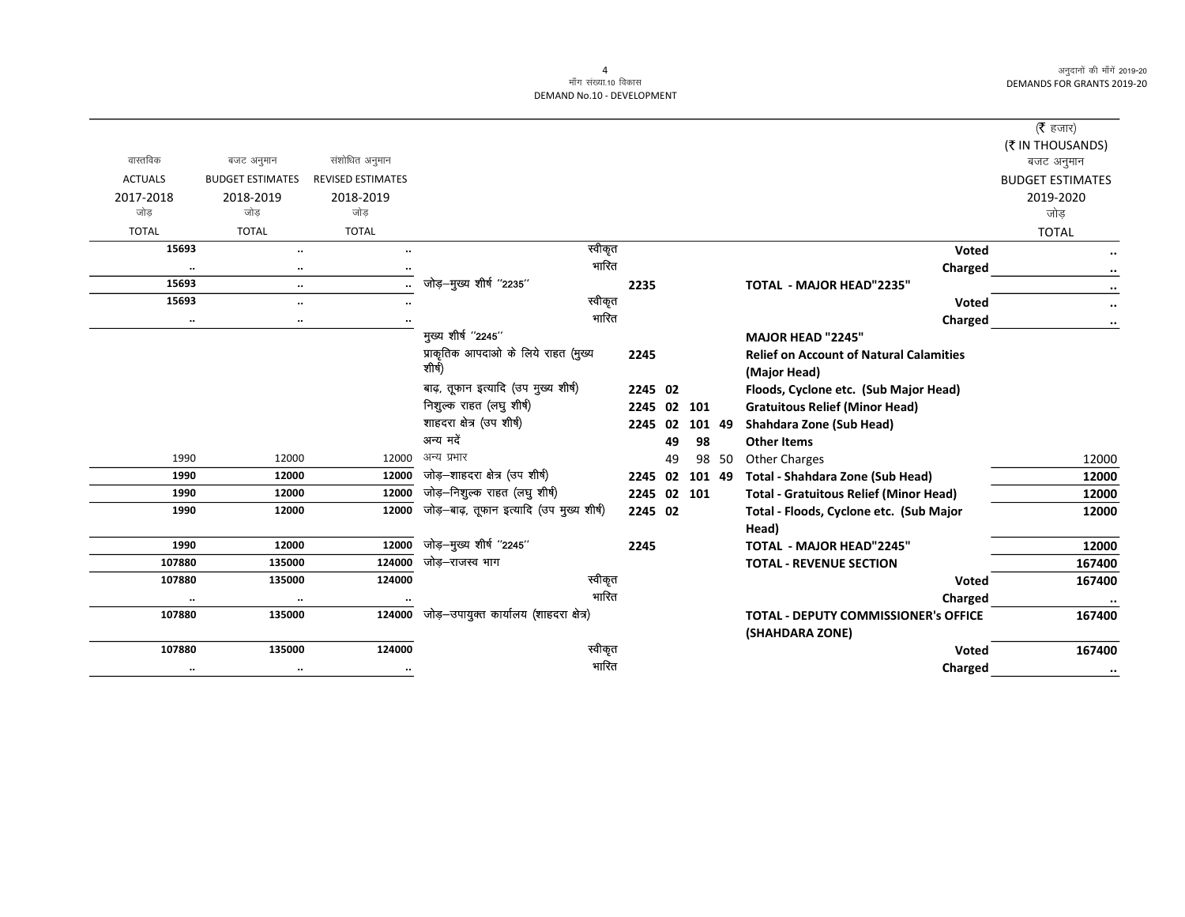मॉंग संख्या.10 विकास
DEMAND No.10 - DEVELOPMENT

अनुदानों की माँगें 2019-20
DEMANDS FOR GRANTS 2019-20

(₹ हजार)
(₹ IN THOUSANDS)

| वास्तविक ACTUALS 2017-2018 जोड़ TOTAL | बजट अनुमान BUDGET ESTIMATES 2018-2019 जोड़ TOTAL | संशोधित अनुमान REVISED ESTIMATES 2018-2019 जोड़ TOTAL | | | | | | | बजट अनुमान BUDGET ESTIMATES 2019-2020 जोड़ TOTAL |
|---|---|---|---|---|---|---|---|---|---|
| 15693 | .. | .. | स्वीकृत | | | | | Voted | .. |
| .. | .. | .. | भारित | | | | | Charged | .. |
| 15693 | .. | .. | जोड़–मुख्य शीर्ष ''2235'' | 2235 | | | | TOTAL - MAJOR HEAD"2235" | .. |
| 15693 | .. | .. | स्वीकृत | | | | | Voted | .. |
| .. | .. | .. | भारित | | | | | Charged | .. |
| | | | मुख्य शीर्ष ''2245'' | | | | | MAJOR HEAD "2245" | |
| | | | प्राकृतिक आपदाओ के लिये राहत (मुख्य शीर्ष) | 2245 | | | | Relief on Account of Natural Calamities (Major Head) | |
| | | | बाढ़, तूफान इत्यादि (उप मुख्य शीर्ष) | 2245 | 02 | | | Floods, Cyclone etc. (Sub Major Head) | |
| | | | निशुल्क राहत (लघु शीर्ष) | 2245 | 02 | 101 | | Gratuitous Relief (Minor Head) | |
| | | | शाहदरा क्षेत्र (उप शीर्ष) | 2245 | 02 | 101 | 49 | Shahdara Zone (Sub Head) | |
| | | | अन्य मदें | | 49 | 98 | | Other Items | |
| 1990 | 12000 | 12000 | अन्य प्रभार | | 49 | 98 | 50 | Other Charges | 12000 |
| 1990 | 12000 | 12000 | जोड़–शाहदरा क्षेत्र (उप शीर्ष) | 2245 | 02 | 101 | 49 | Total - Shahdara Zone (Sub Head) | 12000 |
| 1990 | 12000 | 12000 | जोड़–निशुल्क राहत (लघु शीर्ष) | 2245 | 02 | 101 | | Total - Gratuitous Relief (Minor Head) | 12000 |
| 1990 | 12000 | 12000 | जोड़–बाढ़, तूफान इत्यादि (उप मुख्य शीर्ष) | 2245 | 02 | | | Total - Floods, Cyclone etc. (Sub Major Head) | 12000 |
| 1990 | 12000 | 12000 | जोड़–मुख्य शीर्ष ''2245'' | 2245 | | | | TOTAL - MAJOR HEAD"2245" | 12000 |
| 107880 | 135000 | 124000 | जोड़–राजस्व भाग | | | | | TOTAL - REVENUE SECTION | 167400 |
| 107880 | 135000 | 124000 | स्वीकृत | | | | | Voted | 167400 |
| .. | .. | .. | भारित | | | | | Charged | .. |
| 107880 | 135000 | 124000 | जोड़–उपायुक्त कार्यालय (शाहदरा क्षेत्र) | | | | | TOTAL - DEPUTY COMMISSIONER's OFFICE (SHAHDARA ZONE) | 167400 |
| 107880 | 135000 | 124000 | स्वीकृत | | | | | Voted | 167400 |
| .. | .. | .. | भारित | | | | | Charged | .. |